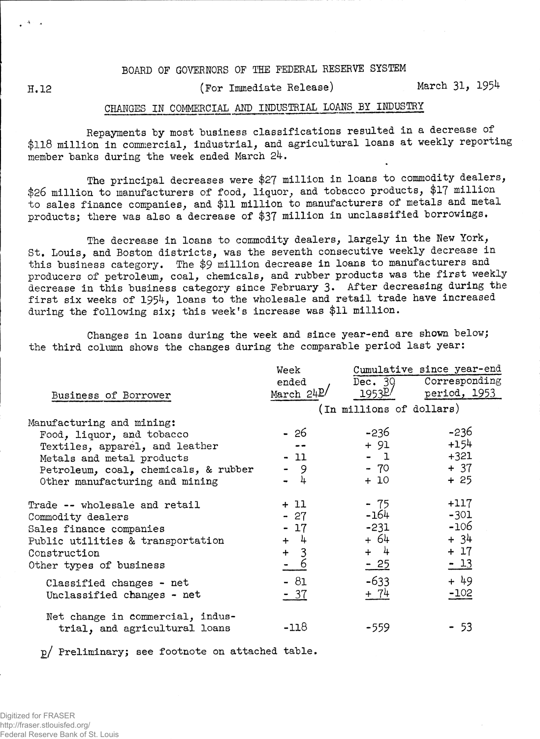BOARD OF GOVERNORS OF THE FEDERAL RESERVE SYSTEM

H.12 (For Immediate Release) March 31, 1954

## CHANGES IN COMMERCIAL AND INDUSTRIAL LOANS BY INDUSTRY

Repayments by most business classifications resulted in a decrease of $118 million in commercial, industrial, and agricultural loans at weekly reporting member banks during the week ended March 24.

The principal decreases were $27 million in loans to commodity dealers, $26 million to manufacturers of food, liquor, and tobacco products, $17 million to sales finance companies, and $11 million to manufacturers of metals and metal products; there was also a decrease of $37 million in unclassified borrowings.

The decrease in loans to commodity dealers, largely in the New York, St. Louis, and Boston districts, was the seventh consecutive weekly decrease in this business category. The $9 million decrease in loans to manufacturers and producers of petroleum, coal, chemicals, and rubber products was the first weekly decrease in this business category since February 3. After decreasing during the first six weeks of 1954, loans to the wholesale and retail trade have increased during the following six; this week's increase was $11 million.

Changes in loans during the week and since year-end are shown below; the third column shows the changes during the comparable period last year:

| Business of Borrower | Week ended March 24 p/ | Cumulative since year-end: Dec. 30 1953 p/ | Cumulative since year-end: Corresponding period, 1953 |
|---|---|---|---|
| | (In millions of dollars) | | |
| Manufacturing and mining: | | | |
| Food, liquor, and tobacco | - 26 | -236 | -236 |
| Textiles, apparel, and leather | -- | + 91 | +154 |
| Metals and metal products | - 11 | - 1 | +321 |
| Petroleum, coal, chemicals, & rubber | - 9 | - 70 | + 37 |
| Other manufacturing and mining | - 4 | + 10 | + 25 |
| Trade -- wholesale and retail | + 11 | - 75 | +117 |
| Commodity dealers | - 27 | -164 | -301 |
| Sales finance companies | - 17 | -231 | -106 |
| Public utilities & transportation | + 4 | + 64 | + 34 |
| Construction | + 3 | + 4 | + 17 |
| Other types of business | - 6 | - 25 | - 13 |
| Classified changes - net | - 81 | -633 | + 49 |
| Unclassified changes - net | - 37 | + 74 | -102 |
| Net change in commercial, industrial, and agricultural loans | -118 | -559 | - 53 |

p/ Preliminary; see footnote on attached table.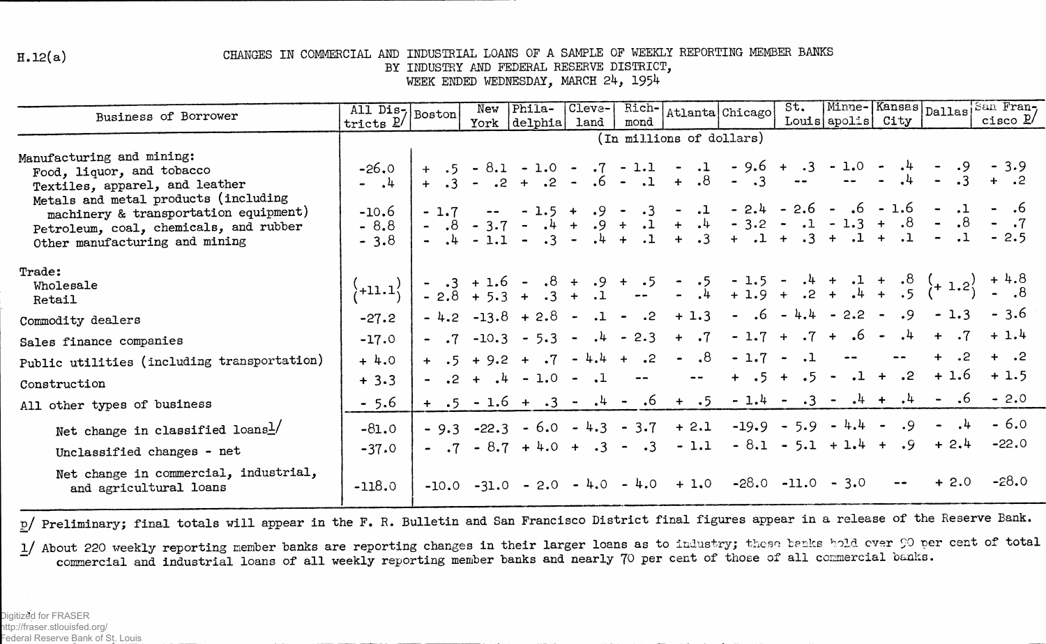H.12(a)

CHANGES IN COMMERCIAL AND INDUSTRIAL LOANS OF A SAMPLE OF WEEKLY REPORTING MEMBER BANKS
BY INDUSTRY AND FEDERAL RESERVE DISTRICT,
WEEK ENDED WEDNESDAY, MARCH 24, 1954

| Business of Borrower | All Districts p/ | Boston | New York | Philadelphia | Cleveland | Richmond | Atlanta | Chicago | St. Louis | Minneapolis | Kansas City | Dallas | San Francisco p/ |
|---|---|---|---|---|---|---|---|---|---|---|---|---|---|
| | (In millions of dollars) | | | | | | | | | | | | |
| Manufacturing and mining: | | | | | | | | | | | | | |
| Food, liquor, and tobacco | -26.0 | + .5 | - 8.1 | - 1.0 | - .7 | - 1.1 | - .1 | - 9.6 | + .3 | - 1.0 | - .4 | - .9 | - 3.9 |
| Textiles, apparel, and leather | - .4 | + .3 | - .2 | + .2 | - .6 | - .1 | + .8 | - .3 | -- | -- | - .4 | - .3 | + .2 |
| Metals and metal products (including machinery & transportation equipment) | -10.6 | - 1.7 | -- | - 1.5 | + .9 | - .3 | - .1 | - 2.4 | - 2.6 | - .6 | - 1.6 | - .1 | - .6 |
| Petroleum, coal, chemicals, and rubber | - 8.8 | - .8 | - 3.7 | - .4 | + .9 | + .1 | + .4 | - 3.2 | - .1 | - 1.3 | + .8 | - .8 | - .7 |
| Other manufacturing and mining | - 3.8 | - .4 | - 1.1 | - .3 | - .4 | + .1 | + .3 | + .1 | + .3 | + .1 | + .1 | - .1 | - 2.5 |
| Trade: | | | | | | | | | | | | | |
| Wholesale | (+11.1) | - .3 | + 1.6 | - .8 | + .9 | + .5 | - .5 | - 1.5 | - .4 | + .1 | + .8 | (+ 1.2) | + 4.8 |
| Retail | | - 2.8 | + 5.3 | + .3 | + .1 | -- | - .4 | + 1.9 | + .2 | + .4 | + .5 | | - .8 |
| Commodity dealers | -27.2 | - 4.2 | -13.8 | + 2.8 | - .1 | - .2 | + 1.3 | - .6 | - 4.4 | - 2.2 | - .9 | - 1.3 | - 3.6 |
| Sales finance companies | -17.0 | - .7 | -10.3 | - 5.3 | - .4 | - 2.3 | + .7 | - 1.7 | + .7 | + .6 | - .4 | + .7 | + 1.4 |
| Public utilities (including transportation) | + 4.0 | + .5 | + 9.2 | + .7 | - 4.4 | + .2 | - .8 | - 1.7 | - .1 | -- | -- | + .2 | + .2 |
| Construction | + 3.3 | - .2 | + .4 | - 1.0 | - .1 | -- | -- | + .5 | + .5 | - .1 | + .2 | + 1.6 | + 1.5 |
| All other types of business | - 5.6 | + .5 | - 1.6 | + .3 | - .4 | - .6 | + .5 | - 1.4 | - .3 | - .4 | + .4 | - .6 | - 2.0 |
| Net change in classified loans 1/ | -81.0 | - 9.3 | -22.3 | - 6.0 | - 4.3 | - 3.7 | + 2.1 | -19.9 | - 5.9 | - 4.4 | - .9 | - .4 | - 6.0 |
| Unclassified changes - net | -37.0 | - .7 | - 8.7 | + 4.0 | + .3 | - .3 | - 1.1 | - 8.1 | - 5.1 | + 1.4 | + .9 | + 2.4 | -22.0 |
| Net change in commercial, industrial, and agricultural loans | -118.0 | -10.0 | -31.0 | - 2.0 | - 4.0 | - 4.0 | + 1.0 | -28.0 | -11.0 | - 3.0 | -- | + 2.0 | -28.0 |

p/ Preliminary; final totals will appear in the F. R. Bulletin and San Francisco District final figures appear in a release of the Reserve Bank.

1/ About 220 weekly reporting member banks are reporting changes in their larger loans as to industry; these banks hold over 90 per cent of total commercial and industrial loans of all weekly reporting member banks and nearly 70 per cent of those of all commercial banks.